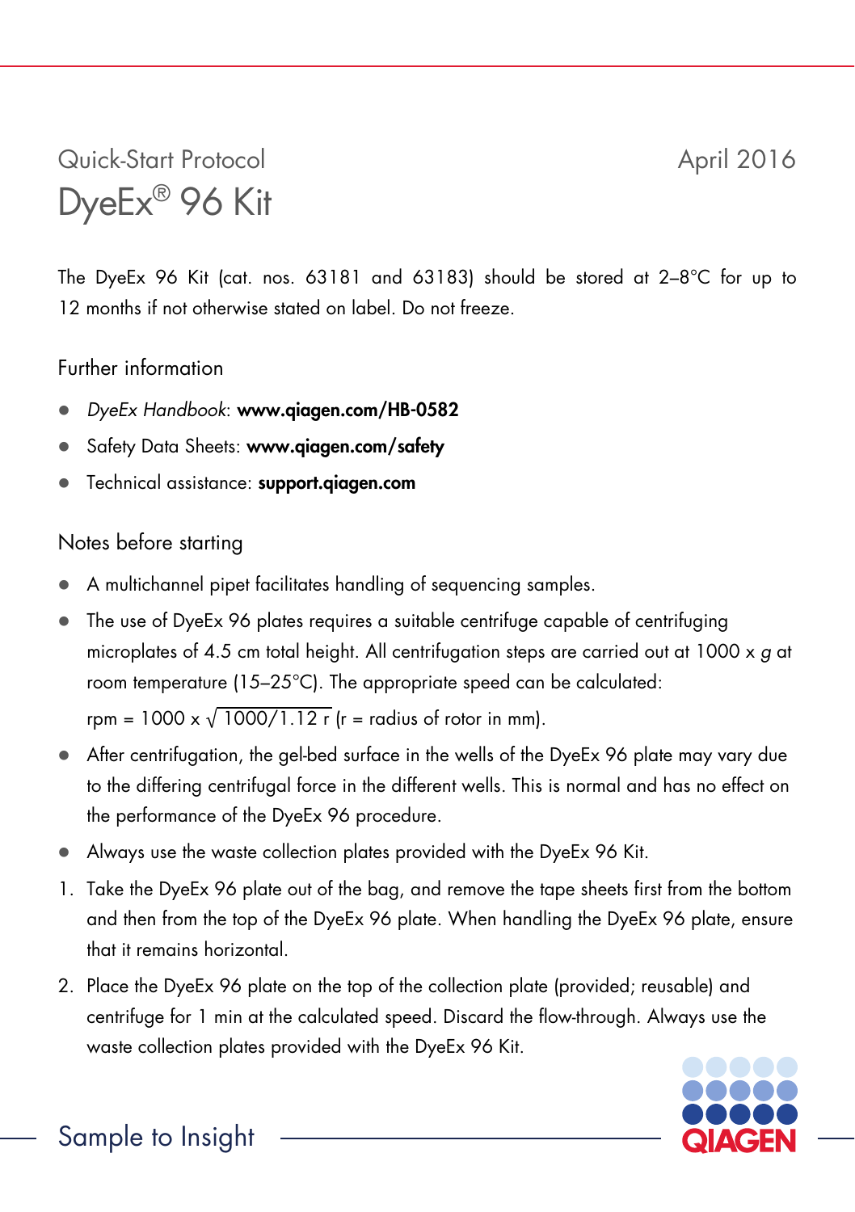Quick-Start Protocol

April 2016

# DyeEx® 96 Kit

The DyeEx 96 Kit (cat. nos. 63181 and 63183) should be stored at 2–8°C for up to 12 months if not otherwise stated on label. Do not freeze.

## Further information

- *DyeEx Handbook*: **www.qiagen.com/HB-0582**
- Safety Data Sheets: **www.qiagen.com/safety**
- Technical assistance: **support.qiagen.com**

## Notes before starting

- A multichannel pipet facilitates handling of sequencing samples.
- The use of DyeEx 96 plates requires a suitable centrifuge capable of centrifuging microplates of 4.5 cm total height. All centrifugation steps are carried out at 1000 x *g* at room temperature (15–25°C). The appropriate speed can be calculated:
  $\text{rpm} = 1000 \times \sqrt{1000/1.12\ r}$ (r = radius of rotor in mm).
- After centrifugation, the gel-bed surface in the wells of the DyeEx 96 plate may vary due to the differing centrifugal force in the different wells. This is normal and has no effect on the performance of the DyeEx 96 procedure.
- Always use the waste collection plates provided with the DyeEx 96 Kit.

1. Take the DyeEx 96 plate out of the bag, and remove the tape sheets first from the bottom and then from the top of the DyeEx 96 plate. When handling the DyeEx 96 plate, ensure that it remains horizontal.
2. Place the DyeEx 96 plate on the top of the collection plate (provided; reusable) and centrifuge for 1 min at the calculated speed. Discard the flow-through. Always use the waste collection plates provided with the DyeEx 96 Kit.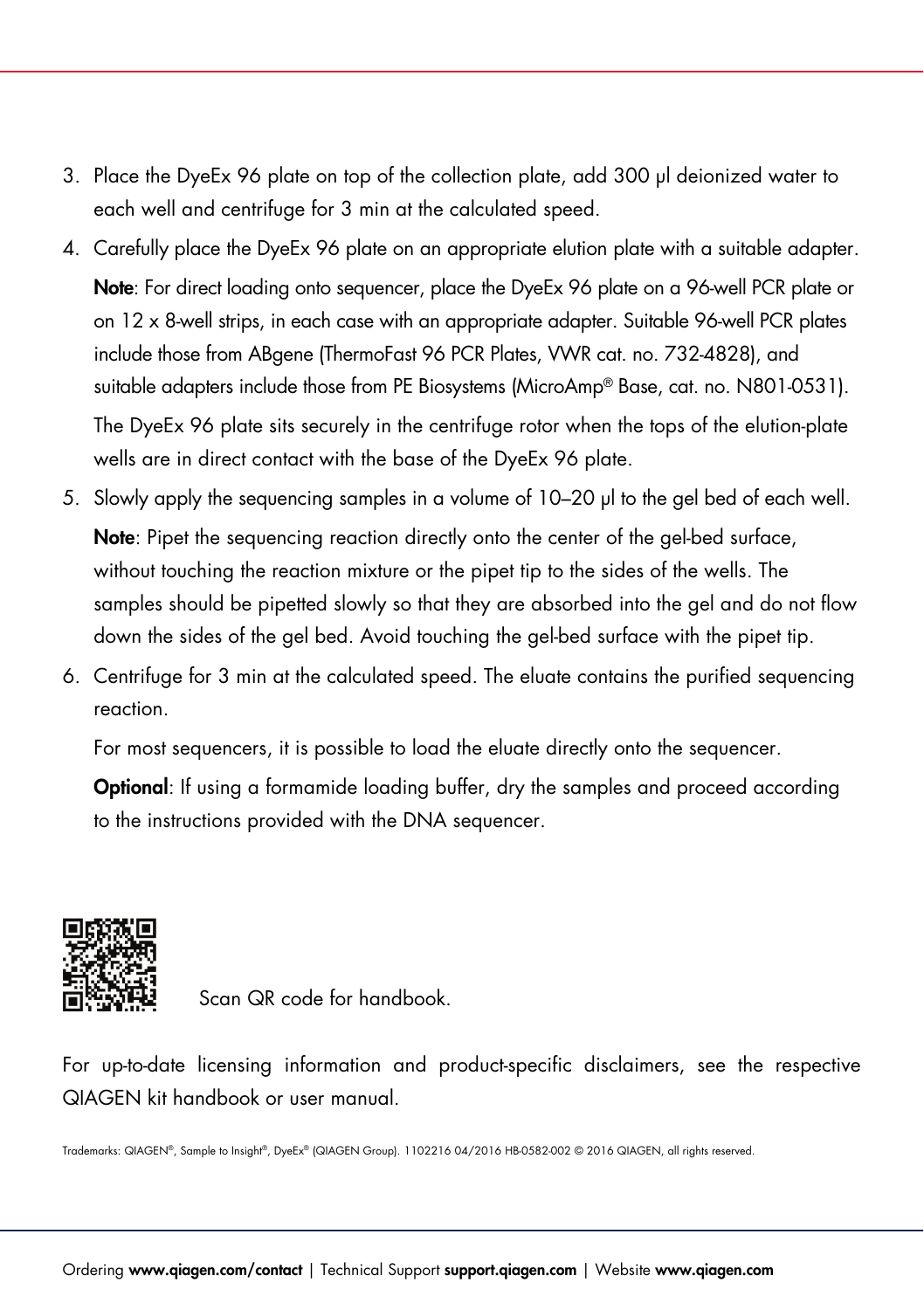3. Place the DyeEx 96 plate on top of the collection plate, add 300 µl deionized water to each well and centrifuge for 3 min at the calculated speed.
4. Carefully place the DyeEx 96 plate on an appropriate elution plate with a suitable adapter.

   **Note**: For direct loading onto sequencer, place the DyeEx 96 plate on a 96-well PCR plate or on 12 x 8-well strips, in each case with an appropriate adapter. Suitable 96-well PCR plates include those from ABgene (ThermoFast 96 PCR Plates, VWR cat. no. 732-4828), and suitable adapters include those from PE Biosystems (MicroAmp® Base, cat. no. N801-0531).

   The DyeEx 96 plate sits securely in the centrifuge rotor when the tops of the elution-plate wells are in direct contact with the base of the DyeEx 96 plate.
5. Slowly apply the sequencing samples in a volume of 10–20 µl to the gel bed of each well.

   **Note**: Pipet the sequencing reaction directly onto the center of the gel-bed surface, without touching the reaction mixture or the pipet tip to the sides of the wells. The samples should be pipetted slowly so that they are absorbed into the gel and do not flow down the sides of the gel bed. Avoid touching the gel-bed surface with the pipet tip.
6. Centrifuge for 3 min at the calculated speed. The eluate contains the purified sequencing reaction.

   For most sequencers, it is possible to load the eluate directly onto the sequencer.

   **Optional**: If using a formamide loading buffer, dry the samples and proceed according to the instructions provided with the DNA sequencer.

Scan QR code for handbook.

For up-to-date licensing information and product-specific disclaimers, see the respective QIAGEN kit handbook or user manual.

Trademarks: QIAGEN®, Sample to Insight®, DyeEx® (QIAGEN Group). 1102216 04/2016 HB-0582-002 © 2016 QIAGEN, all rights reserved.

Ordering **www.qiagen.com/contact** | Technical Support **support.qiagen.com** | Website **www.qiagen.com**